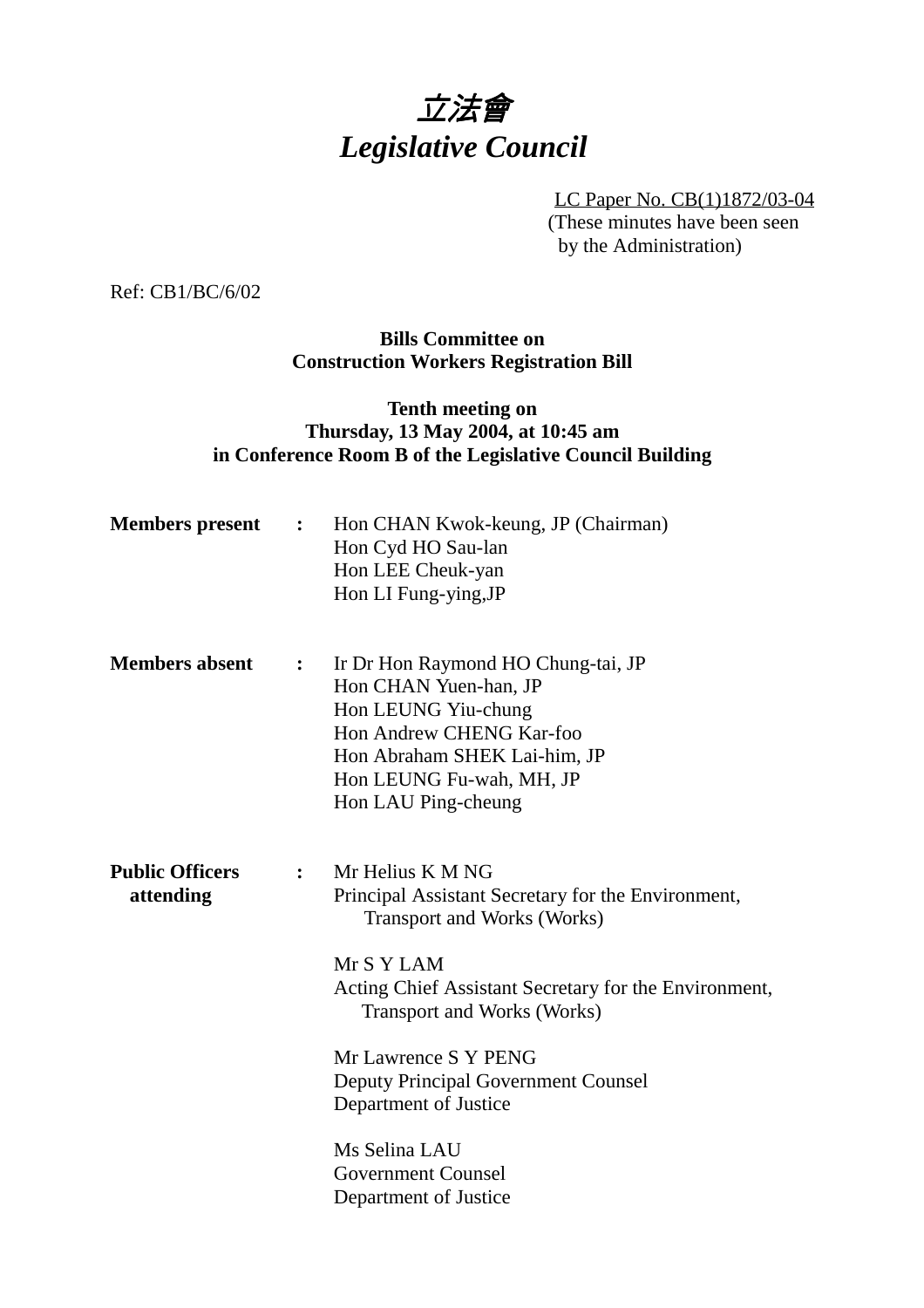# *立法會*
# *Legislative Council*

LC Paper No. CB(1)1872/03-04
(These minutes have been seen by the Administration)

Ref: CB1/BC/6/02

**Bills Committee on**
**Construction Workers Registration Bill**

**Tenth meeting on**
**Thursday, 13 May 2004, at 10:45 am**
**in Conference Room B of the Legislative Council Building**

**Members present :**
Hon CHAN Kwok-keung, JP (Chairman)
Hon Cyd HO Sau-lan
Hon LEE Cheuk-yan
Hon LI Fung-ying,JP

**Members absent :**
Ir Dr Hon Raymond HO Chung-tai, JP
Hon CHAN Yuen-han, JP
Hon LEUNG Yiu-chung
Hon Andrew CHENG Kar-foo
Hon Abraham SHEK Lai-him, JP
Hon LEUNG Fu-wah, MH, JP
Hon LAU Ping-cheung

**Public Officers attending :**

Mr Helius K M NG
Principal Assistant Secretary for the Environment, Transport and Works (Works)

Mr S Y LAM
Acting Chief Assistant Secretary for the Environment, Transport and Works (Works)

Mr Lawrence S Y PENG
Deputy Principal Government Counsel
Department of Justice

Ms Selina LAU
Government Counsel
Department of Justice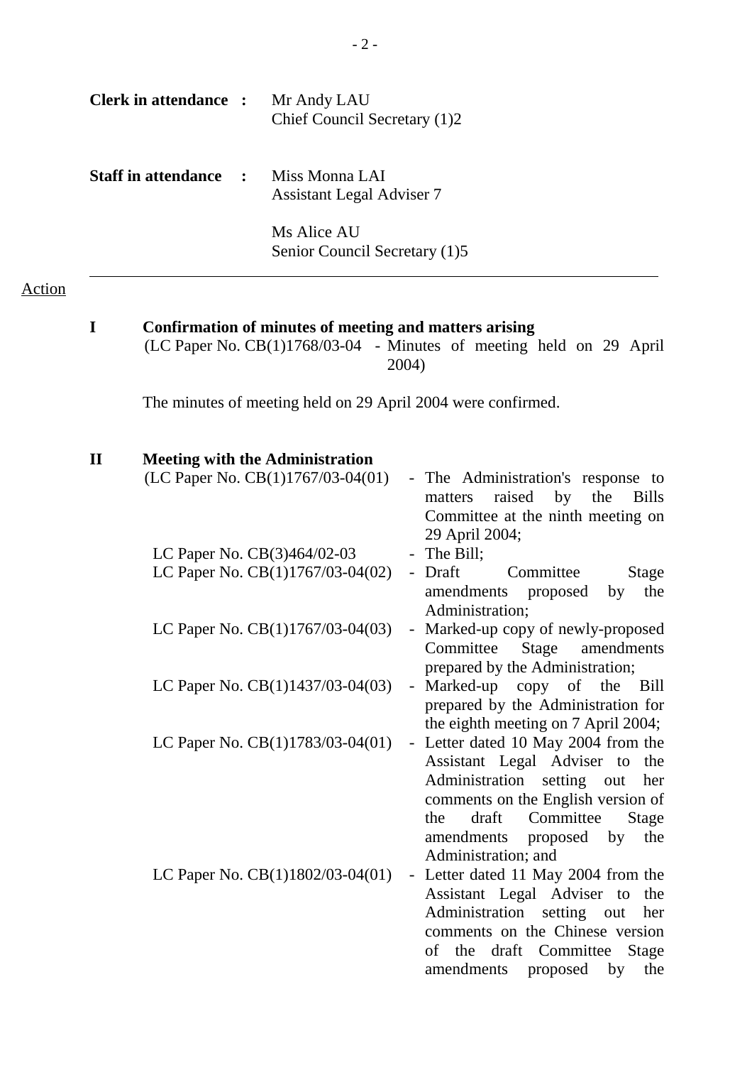**Clerk in attendance :** Mr Andy LAU
Chief Council Secretary (1)2

**Staff in attendance :** Miss Monna LAI
Assistant Legal Adviser 7

Ms Alice AU
Senior Council Secretary (1)5

---

Action

**I Confirmation of minutes of meeting and matters arising**

(LC Paper No. CB(1)1768/03-04 - Minutes of meeting held on 29 April 2004)

The minutes of meeting held on 29 April 2004 were confirmed.

**II Meeting with the Administration**

| | |
|---|---|
| (LC Paper No. CB(1)1767/03-04(01) | - The Administration's response to matters raised by the Bills Committee at the ninth meeting on 29 April 2004; |
| LC Paper No. CB(3)464/02-03 | - The Bill; |
| LC Paper No. CB(1)1767/03-04(02) | - Draft Committee Stage amendments proposed by the Administration; |
| LC Paper No. CB(1)1767/03-04(03) | - Marked-up copy of newly-proposed Committee Stage amendments prepared by the Administration; |
| LC Paper No. CB(1)1437/03-04(03) | - Marked-up copy of the Bill prepared by the Administration for the eighth meeting on 7 April 2004; |
| LC Paper No. CB(1)1783/03-04(01) | - Letter dated 10 May 2004 from the Assistant Legal Adviser to the Administration setting out her comments on the English version of the draft Committee Stage amendments proposed by the Administration; and |
| LC Paper No. CB(1)1802/03-04(01) | - Letter dated 11 May 2004 from the Assistant Legal Adviser to the Administration setting out her comments on the Chinese version of the draft Committee Stage amendments proposed by the |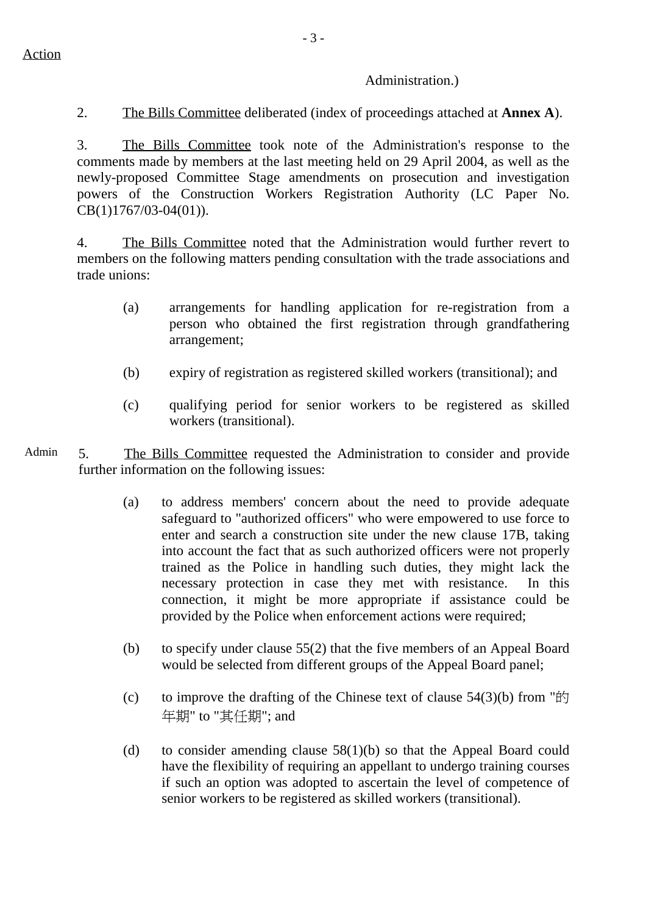Action

Administration.)

2. The Bills Committee deliberated (index of proceedings attached at **Annex A**).

3. The Bills Committee took note of the Administration's response to the comments made by members at the last meeting held on 29 April 2004, as well as the newly-proposed Committee Stage amendments on prosecution and investigation powers of the Construction Workers Registration Authority (LC Paper No. CB(1)1767/03-04(01)).

4. The Bills Committee noted that the Administration would further revert to members on the following matters pending consultation with the trade associations and trade unions:

(a) arrangements for handling application for re-registration from a person who obtained the first registration through grandfathering arrangement;

(b) expiry of registration as registered skilled workers (transitional); and

(c) qualifying period for senior workers to be registered as skilled workers (transitional).

Admin

5. The Bills Committee requested the Administration to consider and provide further information on the following issues:

(a) to address members' concern about the need to provide adequate safeguard to "authorized officers" who were empowered to use force to enter and search a construction site under the new clause 17B, taking into account the fact that as such authorized officers were not properly trained as the Police in handling such duties, they might lack the necessary protection in case they met with resistance. In this connection, it might be more appropriate if assistance could be provided by the Police when enforcement actions were required;

(b) to specify under clause 55(2) that the five members of an Appeal Board would be selected from different groups of the Appeal Board panel;

(c) to improve the drafting of the Chinese text of clause 54(3)(b) from "的年期" to "其任期"; and

(d) to consider amending clause 58(1)(b) so that the Appeal Board could have the flexibility of requiring an appellant to undergo training courses if such an option was adopted to ascertain the level of competence of senior workers to be registered as skilled workers (transitional).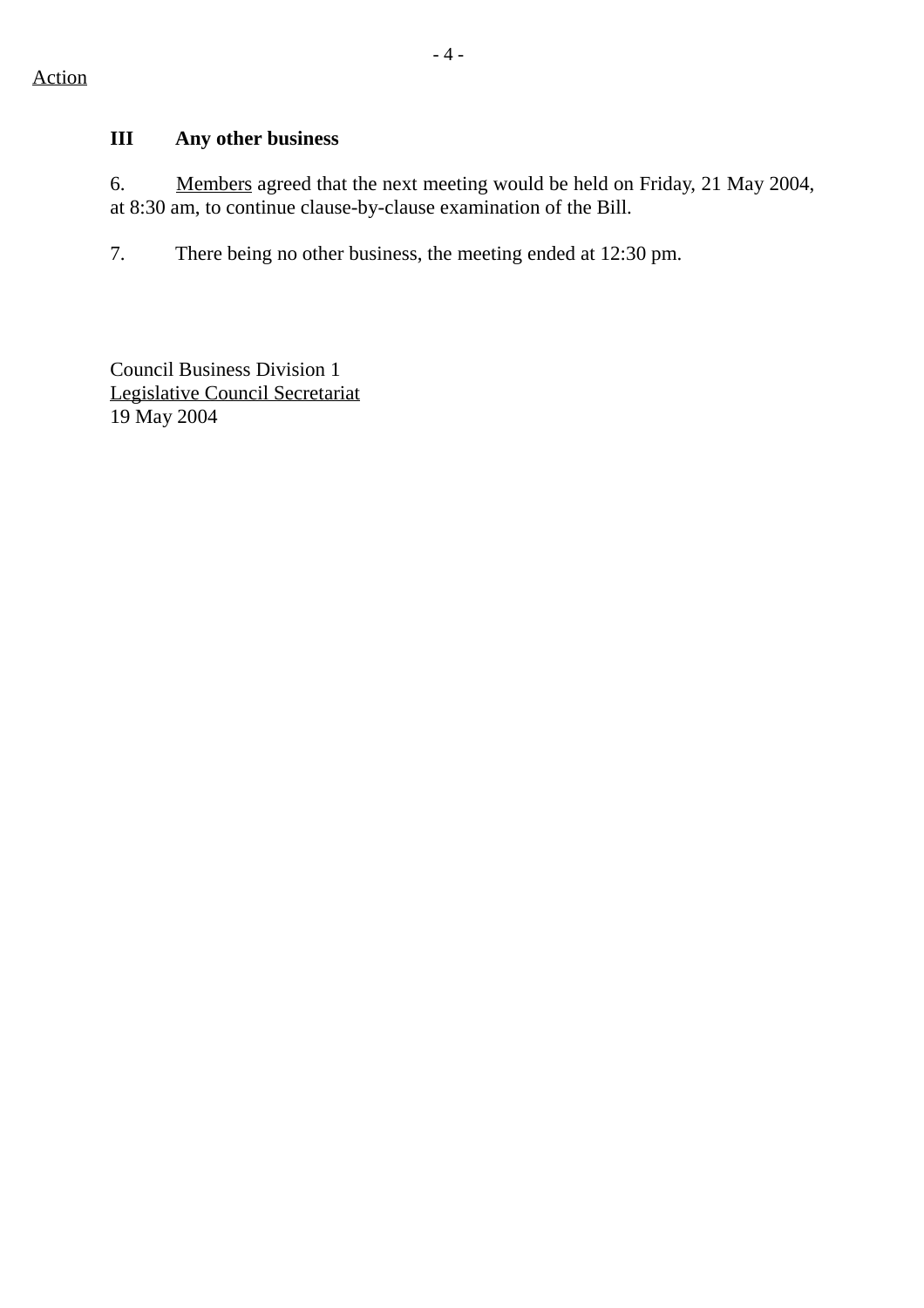Action

### III Any other business

6. Members agreed that the next meeting would be held on Friday, 21 May 2004, at 8:30 am, to continue clause-by-clause examination of the Bill.

7. There being no other business, the meeting ended at 12:30 pm.

Council Business Division 1
Legislative Council Secretariat
19 May 2004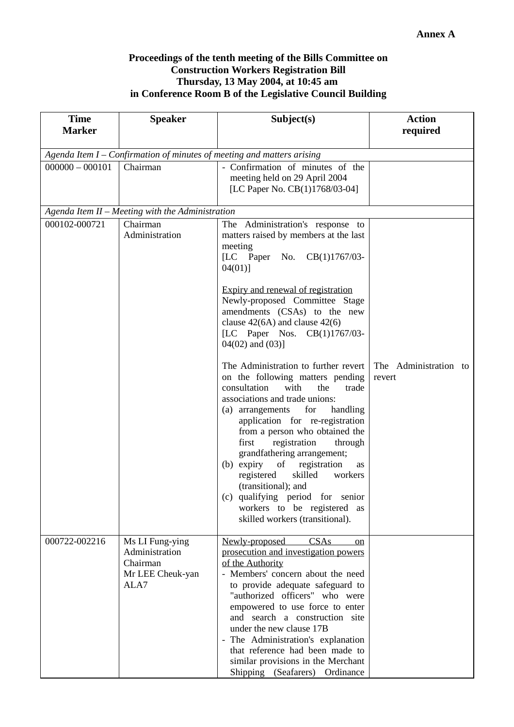**Annex A**

**Proceedings of the tenth meeting of the Bills Committee on Construction Workers Registration Bill Thursday, 13 May 2004, at 10:45 am in Conference Room B of the Legislative Council Building**

| Time Marker | Speaker | Subject(s) | Action required |
|---|---|---|---|
| *Agenda Item I – Confirmation of minutes of meeting and matters arising* | | | |
| 000000 – 000101 | Chairman | - Confirmation of minutes of the meeting held on 29 April 2004 [LC Paper No. CB(1)1768/03-04] | |
| *Agenda Item II – Meeting with the Administration* | | | |
| 000102-000721 | Chairman<br>Administration | The Administration's response to matters raised by members at the last meeting [LC Paper No. CB(1)1767/03-04(01)]<br><br><u>Expiry and renewal of registration</u><br>Newly-proposed Committee Stage amendments (CSAs) to the new clause 42(6A) and clause 42(6) [LC Paper Nos. CB(1)1767/03-04(02) and (03)]<br><br>The Administration to further revert on the following matters pending consultation with the trade associations and trade unions:<br>(a) arrangements for handling application for re-registration from a person who obtained the first registration through grandfathering arrangement;<br>(b) expiry of registration as registered skilled workers (transitional); and<br>(c) qualifying period for senior workers to be registered as skilled workers (transitional). | The Administration to revert |
| 000722-002216 | Ms LI Fung-ying<br>Administration<br>Chairman<br>Mr LEE Cheuk-yan<br>ALA7 | <u>Newly-proposed CSAs on prosecution and investigation powers of the Authority</u><br>- Members' concern about the need to provide adequate safeguard to "authorized officers" who were empowered to use force to enter and search a construction site under the new clause 17B<br>- The Administration's explanation that reference had been made to similar provisions in the Merchant Shipping (Seafarers) Ordinance | |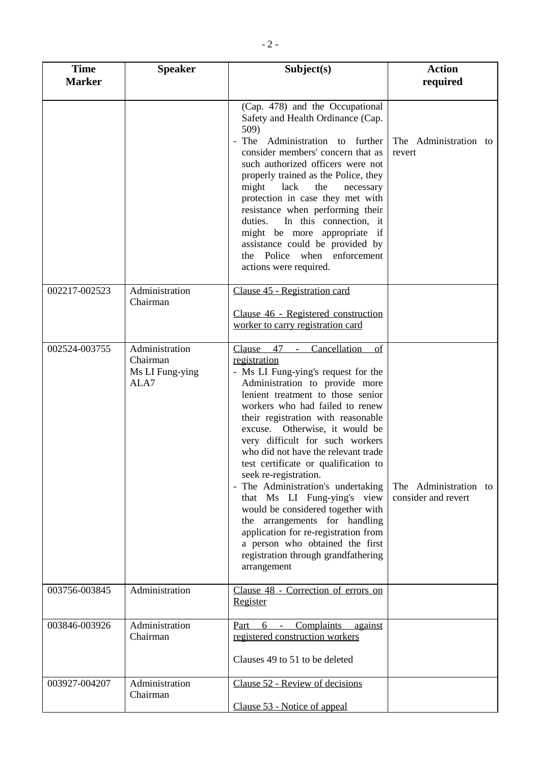| Time Marker | Speaker | Subject(s) | Action required |
|---|---|---|---|
| | | (Cap. 478) and the Occupational Safety and Health Ordinance (Cap. 509)<br>- The Administration to further consider members' concern that as such authorized officers were not properly trained as the Police, they might lack the necessary protection in case they met with resistance when performing their duties. In this connection, it might be more appropriate if assistance could be provided by the Police when enforcement actions were required. | The Administration to revert |
| 002217-002523 | Administration<br>Chairman | Clause 45 - Registration card<br><br>Clause 46 - Registered construction worker to carry registration card | |
| 002524-003755 | Administration<br>Chairman<br>Ms LI Fung-ying<br>ALA7 | Clause 47 - Cancellation of registration<br>- Ms LI Fung-ying's request for the Administration to provide more lenient treatment to those senior workers who had failed to renew their registration with reasonable excuse. Otherwise, it would be very difficult for such workers who did not have the relevant trade test certificate or qualification to seek re-registration.<br>- The Administration's undertaking that Ms LI Fung-ying's view would be considered together with the arrangements for handling application for re-registration from a person who obtained the first registration through grandfathering arrangement | The Administration to consider and revert |
| 003756-003845 | Administration | Clause 48 - Correction of errors on Register | |
| 003846-003926 | Administration<br>Chairman | Part 6 - Complaints against registered construction workers<br><br>Clauses 49 to 51 to be deleted | |
| 003927-004207 | Administration<br>Chairman | Clause 52 - Review of decisions<br><br>Clause 53 - Notice of appeal | |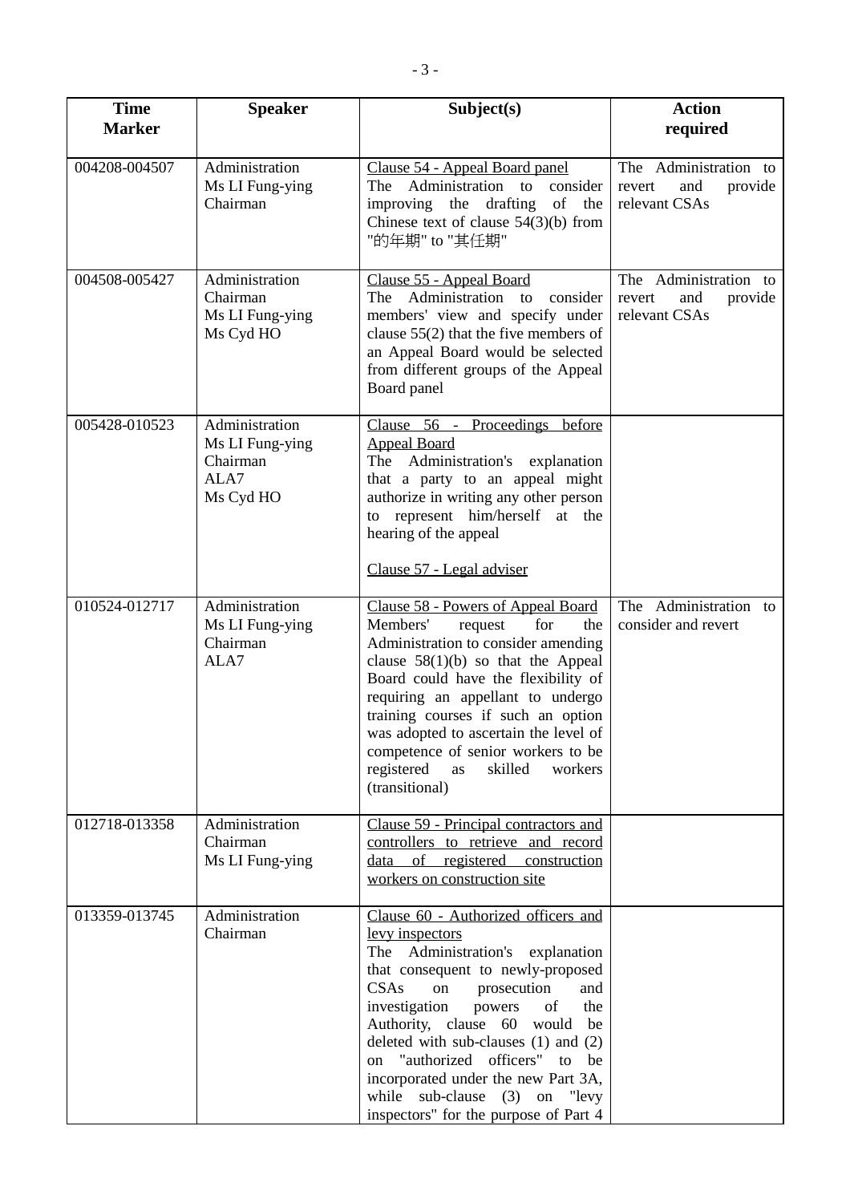| Time Marker | Speaker | Subject(s) | Action required |
|---|---|---|---|
| 004208-004507 | Administration<br>Ms LI Fung-ying<br>Chairman | Clause 54 - Appeal Board panel<br>The Administration to consider improving the drafting of the Chinese text of clause 54(3)(b) from "的年期" to "其任期" | The Administration to revert and provide relevant CSAs |
| 004508-005427 | Administration<br>Chairman<br>Ms LI Fung-ying<br>Ms Cyd HO | Clause 55 - Appeal Board<br>The Administration to consider members' view and specify under clause 55(2) that the five members of an Appeal Board would be selected from different groups of the Appeal Board panel | The Administration to revert and provide relevant CSAs |
| 005428-010523 | Administration<br>Ms LI Fung-ying<br>Chairman<br>ALA7<br>Ms Cyd HO | Clause 56 - Proceedings before Appeal Board<br>The Administration's explanation that a party to an appeal might authorize in writing any other person to represent him/herself at the hearing of the appeal<br><br>Clause 57 - Legal adviser | |
| 010524-012717 | Administration<br>Ms LI Fung-ying<br>Chairman<br>ALA7 | Clause 58 - Powers of Appeal Board<br>Members' request for the Administration to consider amending clause 58(1)(b) so that the Appeal Board could have the flexibility of requiring an appellant to undergo training courses if such an option was adopted to ascertain the level of competence of senior workers to be registered as skilled workers (transitional) | The Administration to consider and revert |
| 012718-013358 | Administration<br>Chairman<br>Ms LI Fung-ying | Clause 59 - Principal contractors and controllers to retrieve and record data of registered construction workers on construction site | |
| 013359-013745 | Administration<br>Chairman | Clause 60 - Authorized officers and levy inspectors<br>The Administration's explanation that consequent to newly-proposed CSAs on prosecution and investigation powers of the Authority, clause 60 would be deleted with sub-clauses (1) and (2) on "authorized officers" to be incorporated under the new Part 3A, while sub-clause (3) on "levy inspectors" for the purpose of Part 4 | |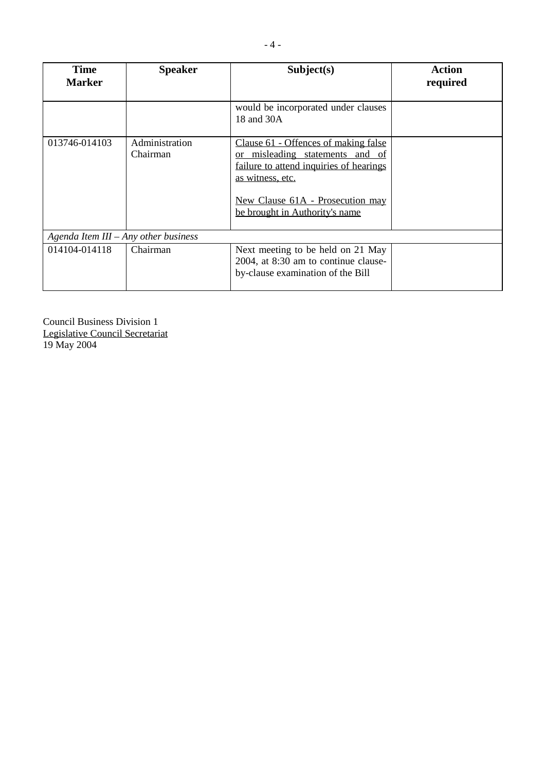| Time Marker | Speaker | Subject(s) | Action required |
|---|---|---|---|
| | | would be incorporated under clauses 18 and 30A | |
| 013746-014103 | Administration<br>Chairman | <u>Clause 61 - Offences of making false or misleading statements and of failure to attend inquiries of hearings as witness, etc.</u><br><br><u>New Clause 61A - Prosecution may be brought in Authority's name</u> | |
| *Agenda Item III – Any other business* | | | |
| 014104-014118 | Chairman | Next meeting to be held on 21 May 2004, at 8:30 am to continue clause-by-clause examination of the Bill | |

Council Business Division 1
<u>Legislative Council Secretariat</u>
19 May 2004